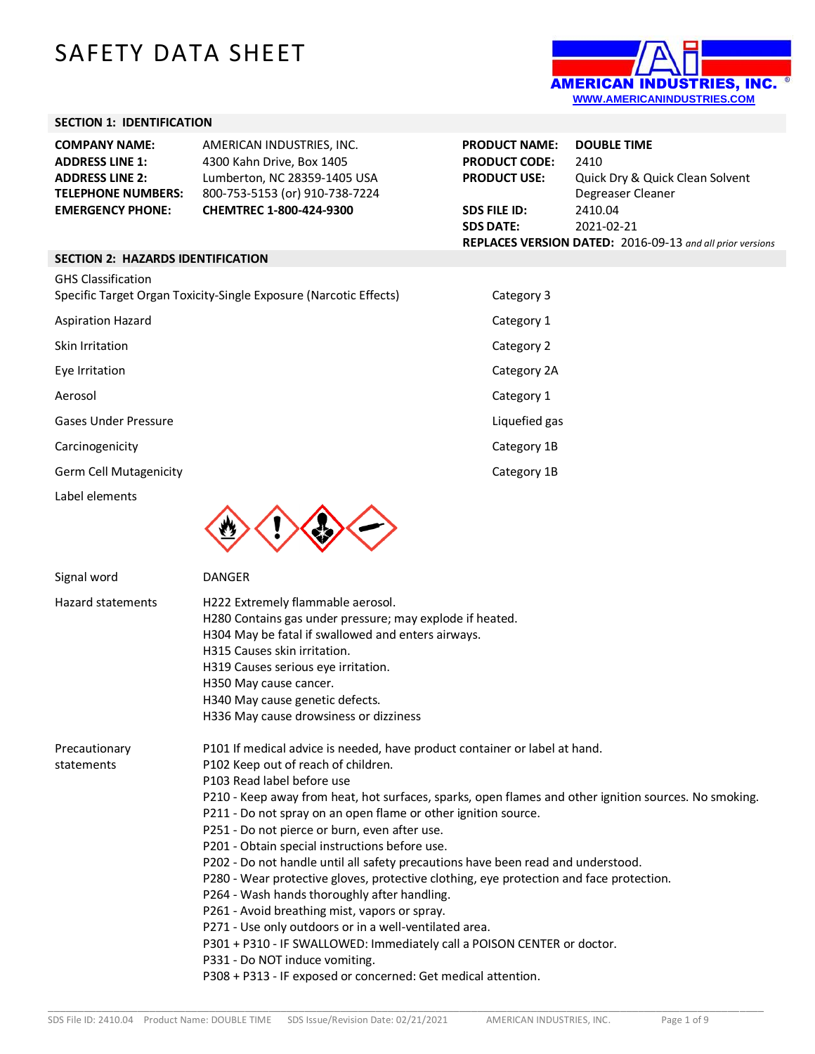# SAFETY DATA SHEET

AMERICAN INDUSTRIES, INC.
WWW.AMERICANINDUSTRIES.COM

## SECTION 1: IDENTIFICATION

| | |
|---|---|
| **COMPANY NAME:** | AMERICAN INDUSTRIES, INC. |
| **ADDRESS LINE 1:** | 4300 Kahn Drive, Box 1405 |
| **ADDRESS LINE 2:** | Lumberton, NC 28359-1405 USA |
| **TELEPHONE NUMBERS:** | 800-753-5153 (or) 910-738-7224 |
| **EMERGENCY PHONE:** | **CHEMTREC 1-800-424-9300** |

| | |
|---|---|
| **PRODUCT NAME:** | **DOUBLE TIME** |
| **PRODUCT CODE:** | 2410 |
| **PRODUCT USE:** | Quick Dry & Quick Clean Solvent Degreaser Cleaner |
| **SDS FILE ID:** | 2410.04 |
| **SDS DATE:** | 2021-02-21 |

**REPLACES VERSION DATED:** 2016-09-13 *and all prior versions*

## SECTION 2: HAZARDS IDENTIFICATION

GHS Classification

| | |
|---|---|
| Specific Target Organ Toxicity-Single Exposure (Narcotic Effects) | Category 3 |
| Aspiration Hazard | Category 1 |
| Skin Irritation | Category 2 |
| Eye Irritation | Category 2A |
| Aerosol | Category 1 |
| Gases Under Pressure | Liquefied gas |
| Carcinogenicity | Category 1B |
| Germ Cell Mutagenicity | Category 1B |

Label elements

Signal word: DANGER

Hazard statements:

H222 Extremely flammable aerosol.
H280 Contains gas under pressure; may explode if heated.
H304 May be fatal if swallowed and enters airways.
H315 Causes skin irritation.
H319 Causes serious eye irritation.
H350 May cause cancer.
H340 May cause genetic defects.
H336 May cause drowsiness or dizziness

Precautionary statements:

P101 If medical advice is needed, have product container or label at hand.
P102 Keep out of reach of children.
P103 Read label before use
P210 - Keep away from heat, hot surfaces, sparks, open flames and other ignition sources. No smoking.
P211 - Do not spray on an open flame or other ignition source.
P251 - Do not pierce or burn, even after use.
P201 - Obtain special instructions before use.
P202 - Do not handle until all safety precautions have been read and understood.
P280 - Wear protective gloves, protective clothing, eye protection and face protection.
P264 - Wash hands thoroughly after handling.
P261 - Avoid breathing mist, vapors or spray.
P271 - Use only outdoors or in a well-ventilated area.
P301 + P310 - IF SWALLOWED: Immediately call a POISON CENTER or doctor.
P331 - Do NOT induce vomiting.
P308 + P313 - IF exposed or concerned: Get medical attention.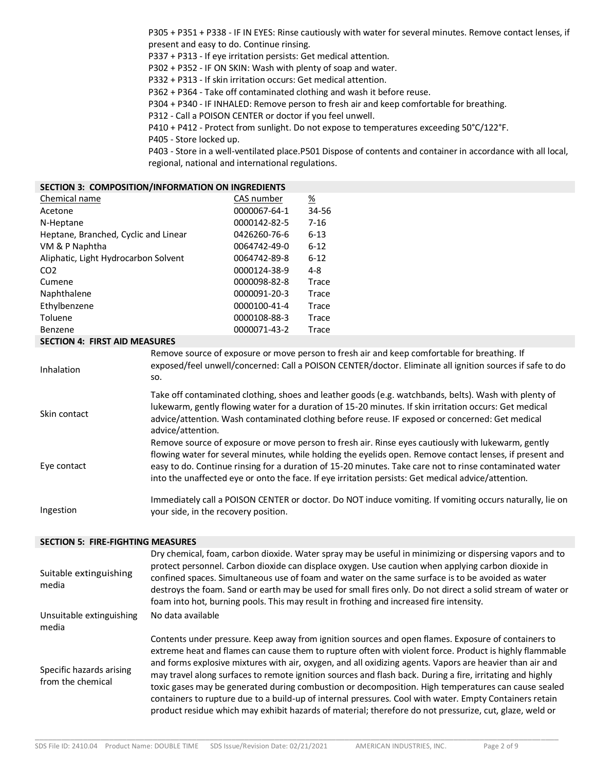P305 + P351 + P338 - IF IN EYES: Rinse cautiously with water for several minutes. Remove contact lenses, if present and easy to do. Continue rinsing.
P337 + P313 - If eye irritation persists: Get medical attention.
P302 + P352 - IF ON SKIN: Wash with plenty of soap and water.
P332 + P313 - If skin irritation occurs: Get medical attention.
P362 + P364 - Take off contaminated clothing and wash it before reuse.
P304 + P340 - IF INHALED: Remove person to fresh air and keep comfortable for breathing.
P312 - Call a POISON CENTER or doctor if you feel unwell.
P410 + P412 - Protect from sunlight. Do not expose to temperatures exceeding 50°C/122°F.
P405 - Store locked up.
P403 - Store in a well-ventilated place.P501 Dispose of contents and container in accordance with all local, regional, national and international regulations.

## SECTION 3: COMPOSITION/INFORMATION ON INGREDIENTS

| Chemical name | CAS number | % |
|---|---|---|
| Acetone | 0000067-64-1 | 34-56 |
| N-Heptane | 0000142-82-5 | 7-16 |
| Heptane, Branched, Cyclic and Linear | 0426260-76-6 | 6-13 |
| VM & P Naphtha | 0064742-49-0 | 6-12 |
| Aliphatic, Light Hydrocarbon Solvent | 0064742-89-8 | 6-12 |
| $CO_2$ | 0000124-38-9 | 4-8 |
| Cumene | 0000098-82-8 | Trace |
| Naphthalene | 0000091-20-3 | Trace |
| Ethylbenzene | 0000100-41-4 | Trace |
| Toluene | 0000108-88-3 | Trace |
| Benzene | 0000071-43-2 | Trace |

## SECTION 4: FIRST AID MEASURES

| | |
|---|---|
| Inhalation | Remove source of exposure or move person to fresh air and keep comfortable for breathing. If exposed/feel unwell/concerned: Call a POISON CENTER/doctor. Eliminate all ignition sources if safe to do so. |
| Skin contact | Take off contaminated clothing, shoes and leather goods (e.g. watchbands, belts). Wash with plenty of lukewarm, gently flowing water for a duration of 15-20 minutes. If skin irritation occurs: Get medical advice/attention. Wash contaminated clothing before reuse. IF exposed or concerned: Get medical advice/attention. |
| Eye contact | Remove source of exposure or move person to fresh air. Rinse eyes cautiously with lukewarm, gently flowing water for several minutes, while holding the eyelids open. Remove contact lenses, if present and easy to do. Continue rinsing for a duration of 15-20 minutes. Take care not to rinse contaminated water into the unaffected eye or onto the face. If eye irritation persists: Get medical advice/attention. |
| Ingestion | Immediately call a POISON CENTER or doctor. Do NOT induce vomiting. If vomiting occurs naturally, lie on your side, in the recovery position. |

## SECTION 5: FIRE-FIGHTING MEASURES

| | |
|---|---|
| Suitable extinguishing media | Dry chemical, foam, carbon dioxide. Water spray may be useful in minimizing or dispersing vapors and to protect personnel. Carbon dioxide can displace oxygen. Use caution when applying carbon dioxide in confined spaces. Simultaneous use of foam and water on the same surface is to be avoided as water destroys the foam. Sand or earth may be used for small fires only. Do not direct a solid stream of water or foam into hot, burning pools. This may result in frothing and increased fire intensity. |
| Unsuitable extinguishing media | No data available |
| Specific hazards arising from the chemical | Contents under pressure. Keep away from ignition sources and open flames. Exposure of containers to extreme heat and flames can cause them to rupture often with violent force. Product is highly flammable and forms explosive mixtures with air, oxygen, and all oxidizing agents. Vapors are heavier than air and may travel along surfaces to remote ignition sources and flash back. During a fire, irritating and highly toxic gases may be generated during combustion or decomposition. High temperatures can cause sealed containers to rupture due to a build-up of internal pressures. Cool with water. Empty Containers retain product residue which may exhibit hazards of material; therefore do not pressurize, cut, glaze, weld or |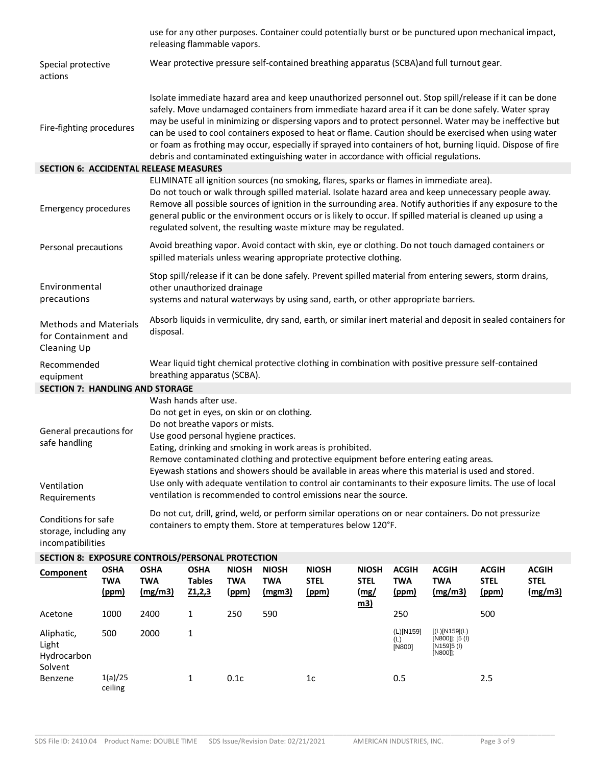| | |
|---|---|
| | use for any other purposes. Container could potentially burst or be punctured upon mechanical impact, releasing flammable vapors. |
| Special protective actions | Wear protective pressure self-contained breathing apparatus (SCBA)and full turnout gear. |
| Fire-fighting procedures | Isolate immediate hazard area and keep unauthorized personnel out. Stop spill/release if it can be done safely. Move undamaged containers from immediate hazard area if it can be done safely. Water spray may be useful in minimizing or dispersing vapors and to protect personnel. Water may be ineffective but can be used to cool containers exposed to heat or flame. Caution should be exercised when using water or foam as frothing may occur, especially if sprayed into containers of hot, burning liquid. Dispose of fire debris and contaminated extinguishing water in accordance with official regulations. |

## SECTION 6: ACCIDENTAL RELEASE MEASURES

| | |
|---|---|
| Emergency procedures | ELIMINATE all ignition sources (no smoking, flares, sparks or flames in immediate area). Do not touch or walk through spilled material. Isolate hazard area and keep unnecessary people away. Remove all possible sources of ignition in the surrounding area. Notify authorities if any exposure to the general public or the environment occurs or is likely to occur. If spilled material is cleaned up using a regulated solvent, the resulting waste mixture may be regulated. |
| Personal precautions | Avoid breathing vapor. Avoid contact with skin, eye or clothing. Do not touch damaged containers or spilled materials unless wearing appropriate protective clothing. |
| Environmental precautions | Stop spill/release if it can be done safely. Prevent spilled material from entering sewers, storm drains, other unauthorized drainage systems and natural waterways by using sand, earth, or other appropriate barriers. |
| Methods and Materials for Containment and Cleaning Up | Absorb liquids in vermiculite, dry sand, earth, or similar inert material and deposit in sealed containers for disposal. |
| Recommended equipment | Wear liquid tight chemical protective clothing in combination with positive pressure self-contained breathing apparatus (SCBA). |

## SECTION 7: HANDLING AND STORAGE

| | |
|---|---|
| General precautions for safe handling | Wash hands after use.<br>Do not get in eyes, on skin or on clothing.<br>Do not breathe vapors or mists.<br>Use good personal hygiene practices.<br>Eating, drinking and smoking in work areas is prohibited.<br>Remove contaminated clothing and protective equipment before entering eating areas.<br>Eyewash stations and showers should be available in areas where this material is used and stored. |
| Ventilation Requirements | Use only with adequate ventilation to control air contaminants to their exposure limits. The use of local ventilation is recommended to control emissions near the source. |
| Conditions for safe storage, including any incompatibilities | Do not cut, drill, grind, weld, or perform similar operations on or near containers. Do not pressurize containers to empty them. Store at temperatures below 120°F. |

## SECTION 8: EXPOSURE CONTROLS/PERSONAL PROTECTION

| Component | OSHA TWA (ppm) | OSHA TWA (mg/m3) | OSHA Tables Z1,2,3 | NIOSH TWA (ppm) | NIOSH TWA (mgm3) | NIOSH STEL (ppm) | NIOSH STEL (mg/m3) | ACGIH TWA (ppm) | ACGIH TWA (mg/m3) | ACGIH STEL (ppm) | ACGIH STEL (mg/m3) |
|---|---|---|---|---|---|---|---|---|---|---|---|
| Acetone | 1000 | 2400 | 1 | 250 | 590 | | | 250 | | 500 | |
| Aliphatic, Light Hydrocarbon Solvent | 500 | 2000 | 1 | | | | | (L)[N159] (L) [N800] | [(L)[N159](L) [N800]]; [5 (I) [N159]5 (I) [N800]]; | | |
| Benzene | 1(a)/25 ceiling | | 1 | 0.1c | | 1c | | 0.5 | | 2.5 | |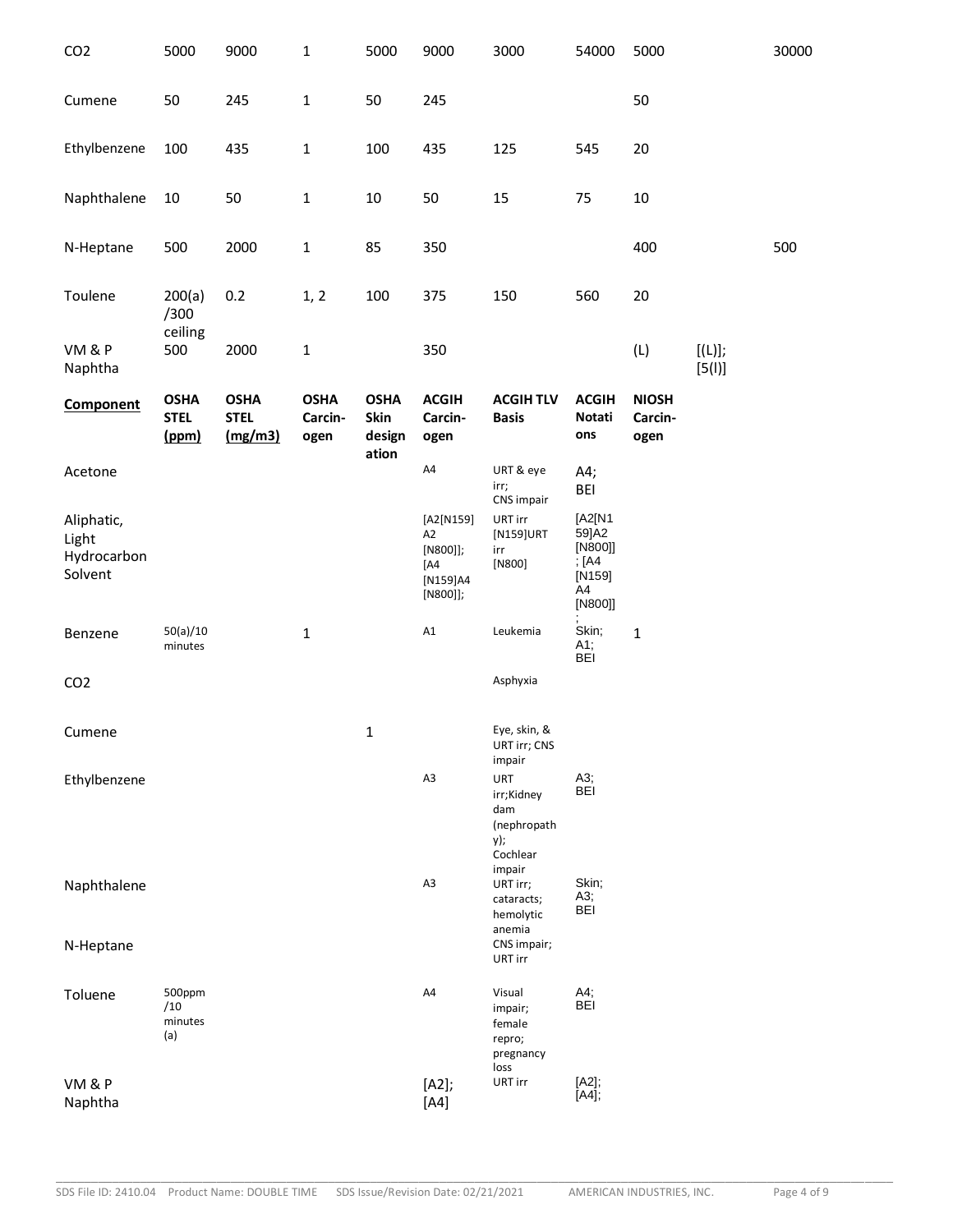| | | | | | | | | | | |
|---|---|---|---|---|---|---|---|---|---|---|
| CO2 | 5000 | 9000 | 1 | 5000 | 9000 | 3000 | 54000 | 5000 | | 30000 |
| Cumene | 50 | 245 | 1 | 50 | 245 | | | 50 | | |
| Ethylbenzene | 100 | 435 | 1 | 100 | 435 | 125 | 545 | 20 | | |
| Naphthalene | 10 | 50 | 1 | 10 | 50 | 15 | 75 | 10 | | |
| N-Heptane | 500 | 2000 | 1 | 85 | 350 | | | 400 | | 500 |
| Toulene | 200(a) /300 ceiling | 0.2 | 1, 2 | 100 | 375 | 150 | 560 | 20 | | |
| VM & P Naphtha | 500 | 2000 | 1 | | 350 | | | (L) | [(L)]; [5(l)] | |

| Component | OSHA STEL (ppm) | OSHA STEL (mg/m3) | OSHA Carcin-ogen | OSHA Skin design ation | ACGIH Carcin-ogen | ACGIH TLV Basis | ACGIH Notati ons | NIOSH Carcin-ogen |
|---|---|---|---|---|---|---|---|---|
| Acetone | | | | | A4 | URT & eye irr; CNS impair | A4; BEI | |
| Aliphatic, Light Hydrocarbon Solvent | | | | | [A2[N159] A2 [N800]]; [A4 [N159]A4 [N800]]; | URT irr [N159]URT irr [N800] | [A2[N159]A2 [N800]] ; [A4 [N159] A4 [N800]] ; | |
| Benzene | 50(a)/10 minutes | | 1 | | A1 | Leukemia | Skin; A1; BEI | 1 |
| CO2 | | | | | | Asphyxia | | |
| Cumene | | | | 1 | | Eye, skin, & URT irr; CNS impair | | |
| Ethylbenzene | | | | | A3 | URT irr;Kidney dam (nephropathy); Cochlear impair | A3; BEI | |
| Naphthalene | | | | | A3 | URT irr; cataracts; hemolytic anemia | Skin; A3; BEI | |
| N-Heptane | | | | | | CNS impair; URT irr | | |
| Toluene | 500ppm /10 minutes (a) | | | | A4 | Visual impair; female repro; pregnancy loss | A4; BEI | |
| VM & P Naphtha | | | | | [A2]; [A4] | URT irr | [A2]; [A4]; | |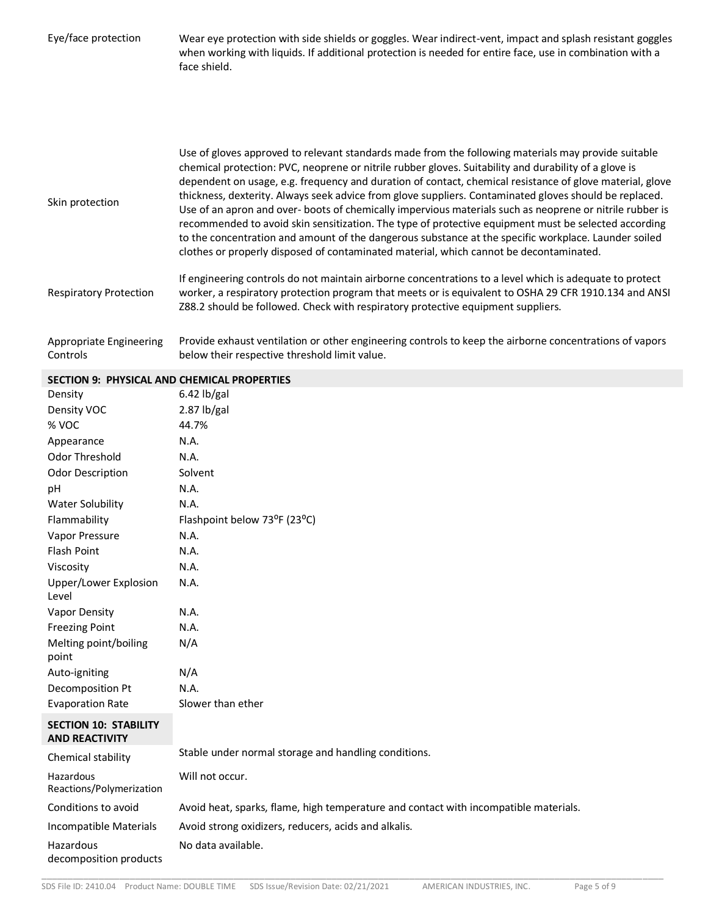| | |
|---|---|
| Eye/face protection | Wear eye protection with side shields or goggles. Wear indirect-vent, impact and splash resistant goggles when working with liquids. If additional protection is needed for entire face, use in combination with a face shield. |
| Skin protection | Use of gloves approved to relevant standards made from the following materials may provide suitable chemical protection: PVC, neoprene or nitrile rubber gloves. Suitability and durability of a glove is dependent on usage, e.g. frequency and duration of contact, chemical resistance of glove material, glove thickness, dexterity. Always seek advice from glove suppliers. Contaminated gloves should be replaced. Use of an apron and over- boots of chemically impervious materials such as neoprene or nitrile rubber is recommended to avoid skin sensitization. The type of protective equipment must be selected according to the concentration and amount of the dangerous substance at the specific workplace. Launder soiled clothes or properly disposed of contaminated material, which cannot be decontaminated. |
| Respiratory Protection | If engineering controls do not maintain airborne concentrations to a level which is adequate to protect worker, a respiratory protection program that meets or is equivalent to OSHA 29 CFR 1910.134 and ANSI Z88.2 should be followed. Check with respiratory protective equipment suppliers. |
| Appropriate Engineering Controls | Provide exhaust ventilation or other engineering controls to keep the airborne concentrations of vapors below their respective threshold limit value. |

## SECTION 9: PHYSICAL AND CHEMICAL PROPERTIES

| | |
|---|---|
| Density | 6.42 lb/gal |
| Density VOC | 2.87 lb/gal |
| % VOC | 44.7% |
| Appearance | N.A. |
| Odor Threshold | N.A. |
| Odor Description | Solvent |
| pH | N.A. |
| Water Solubility | N.A. |
| Flammability | Flashpoint below 73$^{o}$F (23$^{o}$C) |
| Vapor Pressure | N.A. |
| Flash Point | N.A. |
| Viscosity | N.A. |
| Upper/Lower Explosion Level | N.A. |
| Vapor Density | N.A. |
| Freezing Point | N.A. |
| Melting point/boiling point | N/A |
| Auto-igniting | N/A |
| Decomposition Pt | N.A. |
| Evaporation Rate | Slower than ether |

## SECTION 10: STABILITY AND REACTIVITY

| | |
|---|---|
| Chemical stability | Stable under normal storage and handling conditions. |
| Hazardous Reactions/Polymerization | Will not occur. |
| Conditions to avoid | Avoid heat, sparks, flame, high temperature and contact with incompatible materials. |
| Incompatible Materials | Avoid strong oxidizers, reducers, acids and alkalis. |
| Hazardous decomposition products | No data available. |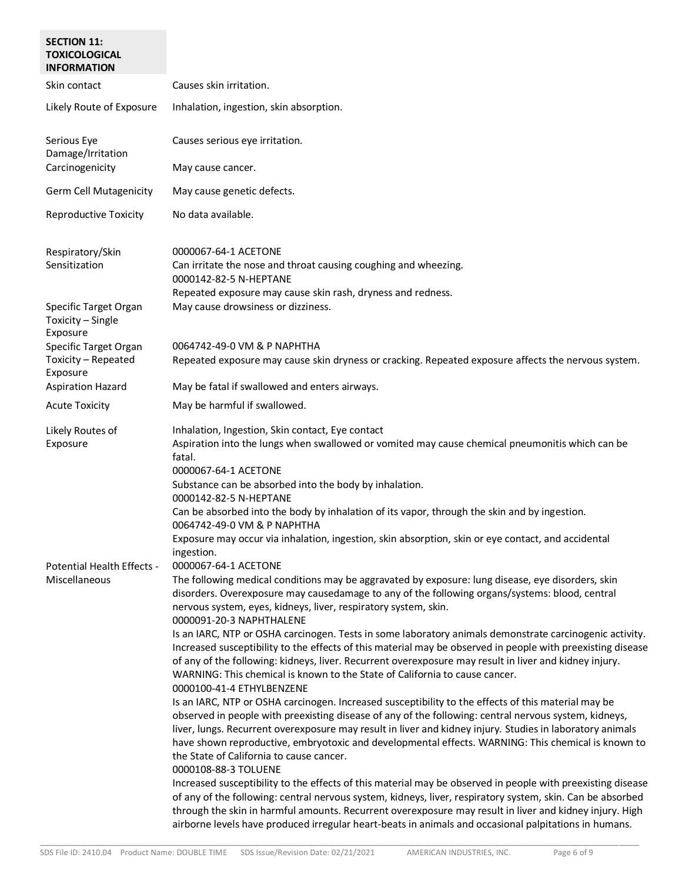## SECTION 11: TOXICOLOGICAL INFORMATION

| | |
|---|---|
| Skin contact | Causes skin irritation. |
| Likely Route of Exposure | Inhalation, ingestion, skin absorption. |
| Serious Eye Damage/Irritation | Causes serious eye irritation. |
| Carcinogenicity | May cause cancer. |
| Germ Cell Mutagenicity | May cause genetic defects. |
| Reproductive Toxicity | No data available. |
| Respiratory/Skin Sensitization | 0000067-64-1 ACETONE<br>Can irritate the nose and throat causing coughing and wheezing.<br>0000142-82-5 N-HEPTANE<br>Repeated exposure may cause skin rash, dryness and redness. |
| Specific Target Organ Toxicity – Single Exposure | May cause drowsiness or dizziness. |
| Specific Target Organ Toxicity – Repeated Exposure | 0064742-49-0 VM & P NAPHTHA<br>Repeated exposure may cause skin dryness or cracking. Repeated exposure affects the nervous system. |
| Aspiration Hazard | May be fatal if swallowed and enters airways. |
| Acute Toxicity | May be harmful if swallowed. |
| Likely Routes of Exposure | Inhalation, Ingestion, Skin contact, Eye contact<br>Aspiration into the lungs when swallowed or vomited may cause chemical pneumonitis which can be fatal.<br>0000067-64-1 ACETONE<br>Substance can be absorbed into the body by inhalation.<br>0000142-82-5 N-HEPTANE<br>Can be absorbed into the body by inhalation of its vapor, through the skin and by ingestion.<br>0064742-49-0 VM & P NAPHTHA<br>Exposure may occur via inhalation, ingestion, skin absorption, skin or eye contact, and accidental ingestion. |
| Potential Health Effects - Miscellaneous | 0000067-64-1 ACETONE<br>The following medical conditions may be aggravated by exposure: lung disease, eye disorders, skin disorders. Overexposure may causedamage to any of the following organs/systems: blood, central nervous system, eyes, kidneys, liver, respiratory system, skin.<br>0000091-20-3 NAPHTHALENE<br>Is an IARC, NTP or OSHA carcinogen. Tests in some laboratory animals demonstrate carcinogenic activity. Increased susceptibility to the effects of this material may be observed in people with preexisting disease of any of the following: kidneys, liver. Recurrent overexposure may result in liver and kidney injury. WARNING: This chemical is known to the State of California to cause cancer.<br>0000100-41-4 ETHYLBENZENE<br>Is an IARC, NTP or OSHA carcinogen. Increased susceptibility to the effects of this material may be observed in people with preexisting disease of any of the following: central nervous system, kidneys, liver, lungs. Recurrent overexposure may result in liver and kidney injury. Studies in laboratory animals have shown reproductive, embryotoxic and developmental effects. WARNING: This chemical is known to the State of California to cause cancer.<br>0000108-88-3 TOLUENE<br>Increased susceptibility to the effects of this material may be observed in people with preexisting disease of any of the following: central nervous system, kidneys, liver, respiratory system, skin. Can be absorbed through the skin in harmful amounts. Recurrent overexposure may result in liver and kidney injury. High airborne levels have produced irregular heart-beats in animals and occasional palpitations in humans. |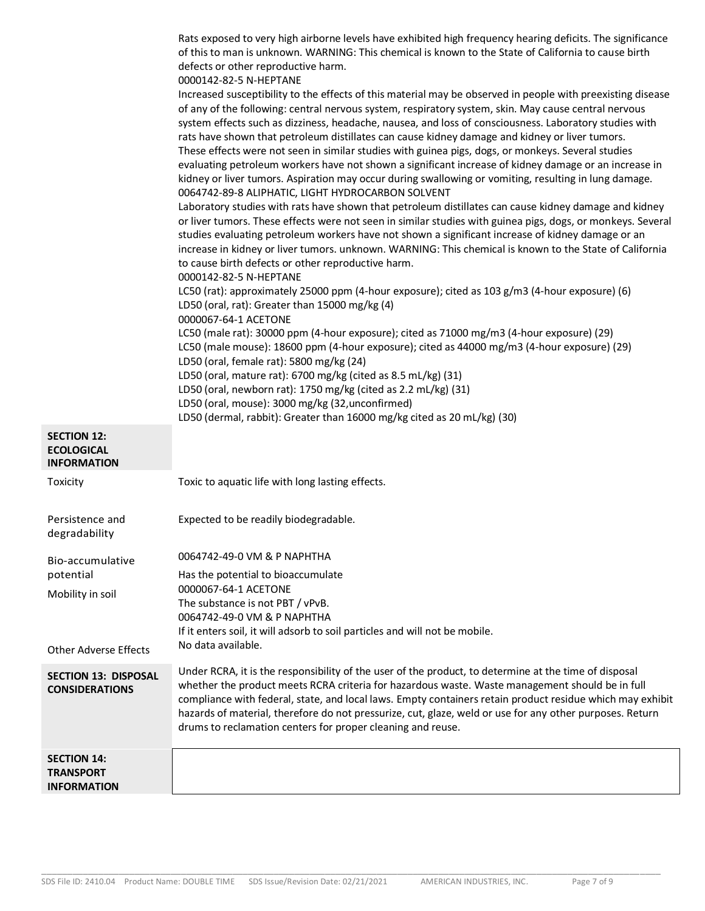Rats exposed to very high airborne levels have exhibited high frequency hearing deficits. The significance of this to man is unknown. WARNING: This chemical is known to the State of California to cause birth defects or other reproductive harm.

0000142-82-5 N-HEPTANE

Increased susceptibility to the effects of this material may be observed in people with preexisting disease of any of the following: central nervous system, respiratory system, skin. May cause central nervous system effects such as dizziness, headache, nausea, and loss of consciousness. Laboratory studies with rats have shown that petroleum distillates can cause kidney damage and kidney or liver tumors. These effects were not seen in similar studies with guinea pigs, dogs, or monkeys. Several studies evaluating petroleum workers have not shown a significant increase of kidney damage or an increase in kidney or liver tumors. Aspiration may occur during swallowing or vomiting, resulting in lung damage.

0064742-89-8 ALIPHATIC, LIGHT HYDROCARBON SOLVENT

Laboratory studies with rats have shown that petroleum distillates can cause kidney damage and kidney or liver tumors. These effects were not seen in similar studies with guinea pigs, dogs, or monkeys. Several studies evaluating petroleum workers have not shown a significant increase of kidney damage or an increase in kidney or liver tumors. unknown. WARNING: This chemical is known to the State of California to cause birth defects or other reproductive harm.

0000142-82-5 N-HEPTANE

LC50 (rat): approximately 25000 ppm (4-hour exposure); cited as 103 g/m3 (4-hour exposure) (6)
LD50 (oral, rat): Greater than 15000 mg/kg (4)

0000067-64-1 ACETONE

LC50 (male rat): 30000 ppm (4-hour exposure); cited as 71000 mg/m3 (4-hour exposure) (29)
LC50 (male mouse): 18600 ppm (4-hour exposure); cited as 44000 mg/m3 (4-hour exposure) (29)
LD50 (oral, female rat): 5800 mg/kg (24)
LD50 (oral, mature rat): 6700 mg/kg (cited as 8.5 mL/kg) (31)
LD50 (oral, newborn rat): 1750 mg/kg (cited as 2.2 mL/kg) (31)
LD50 (oral, mouse): 3000 mg/kg (32,unconfirmed)
LD50 (dermal, rabbit): Greater than 16000 mg/kg cited as 20 mL/kg) (30)

## SECTION 12: ECOLOGICAL INFORMATION

| | |
|---|---|
| Toxicity | Toxic to aquatic life with long lasting effects. |
| Persistence and degradability | Expected to be readily biodegradable. |
| Bio-accumulative potential | 0064742-49-0 VM & P NAPHTHA<br>Has the potential to bioaccumulate<br>0000067-64-1 ACETONE<br>The substance is not PBT / vPvB. |
| Mobility in soil | 0064742-49-0 VM & P NAPHTHA<br>If it enters soil, it will adsorb to soil particles and will not be mobile. |
| Other Adverse Effects | No data available. |

## SECTION 13: DISPOSAL CONSIDERATIONS

Under RCRA, it is the responsibility of the user of the product, to determine at the time of disposal whether the product meets RCRA criteria for hazardous waste. Waste management should be in full compliance with federal, state, and local laws. Empty containers retain product residue which may exhibit hazards of material, therefore do not pressurize, cut, glaze, weld or use for any other purposes. Return drums to reclamation centers for proper cleaning and reuse.

## SECTION 14: TRANSPORT INFORMATION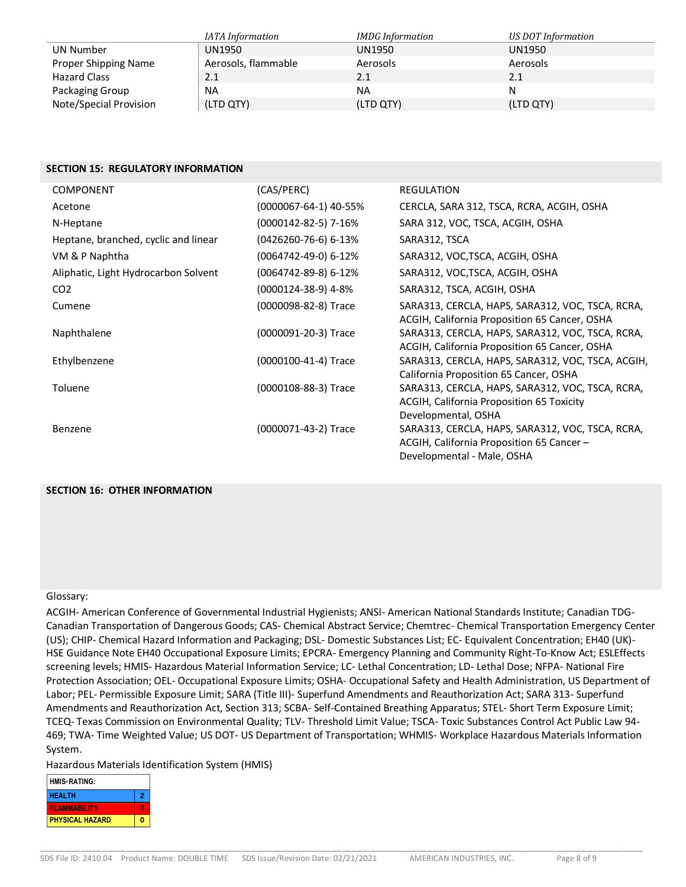| | *IATA Information* | *IMDG Information* | *US DOT Information* |
|---|---|---|---|
| UN Number | UN1950 | UN1950 | UN1950 |
| Proper Shipping Name | Aerosols, flammable | Aerosols | Aerosols |
| Hazard Class | 2.1 | 2.1 | 2.1 |
| Packaging Group | NA | NA | N |
| Note/Special Provision | (LTD QTY) | (LTD QTY) | (LTD QTY) |

## SECTION 15: REGULATORY INFORMATION

| COMPONENT | (CAS/PERC) | REGULATION |
|---|---|---|
| Acetone | (0000067-64-1) 40-55% | CERCLA, SARA 312, TSCA, RCRA, ACGIH, OSHA |
| N-Heptane | (0000142-82-5) 7-16% | SARA 312, VOC, TSCA, ACGIH, OSHA |
| Heptane, branched, cyclic and linear | (0426260-76-6) 6-13% | SARA312, TSCA |
| VM & P Naphtha | (0064742-49-0) 6-12% | SARA312, VOC,TSCA, ACGIH, OSHA |
| Aliphatic, Light Hydrocarbon Solvent | (0064742-89-8) 6-12% | SARA312, VOC,TSCA, ACGIH, OSHA |
| CO2 | (0000124-38-9) 4-8% | SARA312, TSCA, ACGIH, OSHA |
| Cumene | (0000098-82-8) Trace | SARA313, CERCLA, HAPS, SARA312, VOC, TSCA, RCRA, ACGIH, California Proposition 65 Cancer, OSHA |
| Naphthalene | (0000091-20-3) Trace | SARA313, CERCLA, HAPS, SARA312, VOC, TSCA, RCRA, ACGIH, California Proposition 65 Cancer, OSHA |
| Ethylbenzene | (0000100-41-4) Trace | SARA313, CERCLA, HAPS, SARA312, VOC, TSCA, ACGIH, California Proposition 65 Cancer, OSHA |
| Toluene | (0000108-88-3) Trace | SARA313, CERCLA, HAPS, SARA312, VOC, TSCA, RCRA, ACGIH, California Proposition 65 Toxicity Developmental, OSHA |
| Benzene | (0000071-43-2) Trace | SARA313, CERCLA, HAPS, SARA312, VOC, TSCA, RCRA, ACGIH, California Proposition 65 Cancer – Developmental - Male, OSHA |

## SECTION 16: OTHER INFORMATION

Glossary:

ACGIH- American Conference of Governmental Industrial Hygienists; ANSI- American National Standards Institute; Canadian TDG- Canadian Transportation of Dangerous Goods; CAS- Chemical Abstract Service; Chemtrec- Chemical Transportation Emergency Center (US); CHIP- Chemical Hazard Information and Packaging; DSL- Domestic Substances List; EC- Equivalent Concentration; EH40 (UK)- HSE Guidance Note EH40 Occupational Exposure Limits; EPCRA- Emergency Planning and Community Right-To-Know Act; ESLEffects screening levels; HMIS- Hazardous Material Information Service; LC- Lethal Concentration; LD- Lethal Dose; NFPA- National Fire Protection Association; OEL- Occupational Exposure Limits; OSHA- Occupational Safety and Health Administration, US Department of Labor; PEL- Permissible Exposure Limit; SARA (Title III)- Superfund Amendments and Reauthorization Act; SARA 313- Superfund Amendments and Reauthorization Act, Section 313; SCBA- Self-Contained Breathing Apparatus; STEL- Short Term Exposure Limit; TCEQ- Texas Commission on Environmental Quality; TLV- Threshold Limit Value; TSCA- Toxic Substances Control Act Public Law 94-469; TWA- Time Weighted Value; US DOT- US Department of Transportation; WHMIS- Workplace Hazardous Materials Information System.

Hazardous Materials Identification System (HMIS)

| HMIS® RATING: | |
|---|---|
| HEALTH | 2 |
| FLAMMABILITY | 3 |
| PHYSICAL HAZARD | 0 |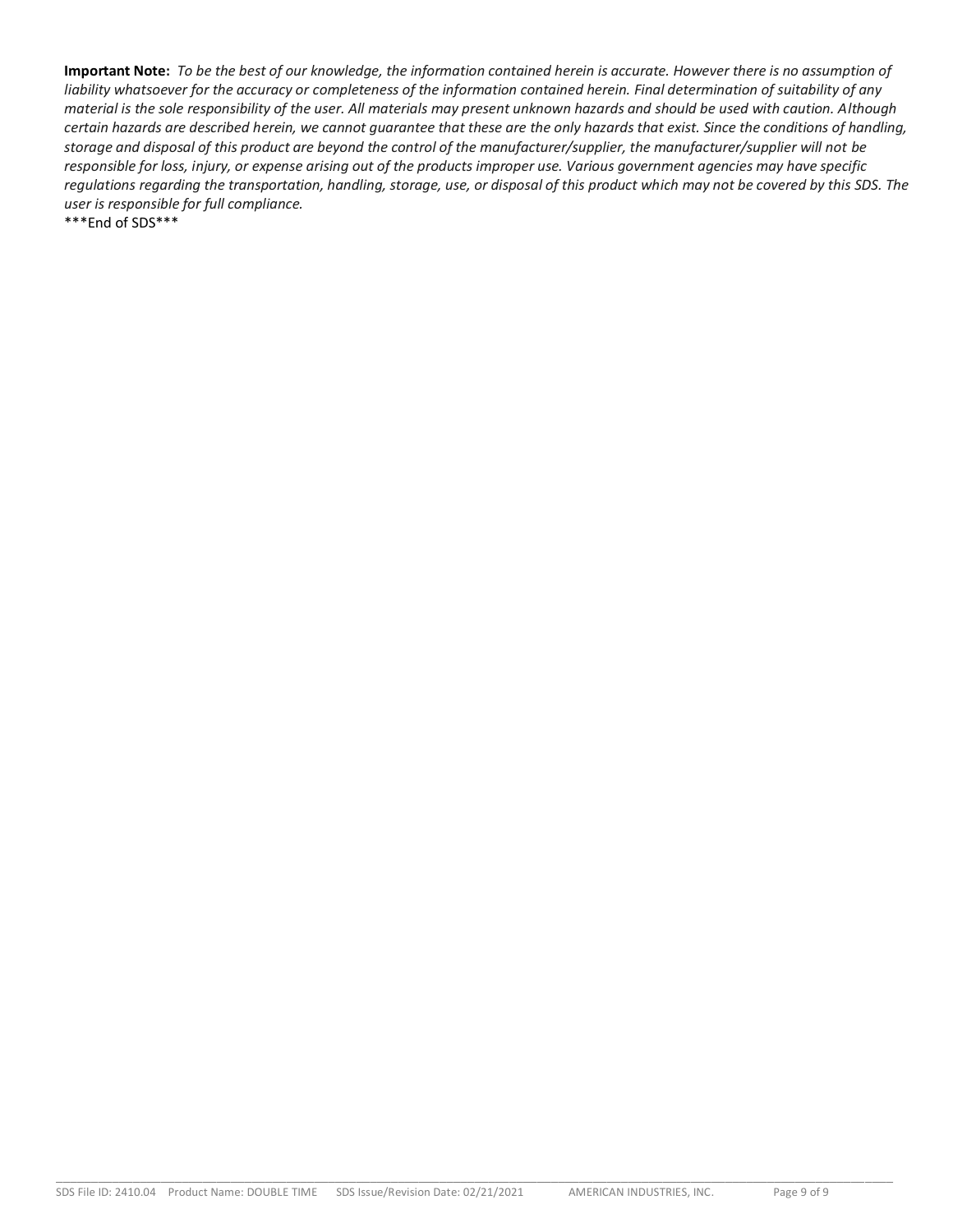**Important Note:** *To be the best of our knowledge, the information contained herein is accurate. However there is no assumption of liability whatsoever for the accuracy or completeness of the information contained herein. Final determination of suitability of any material is the sole responsibility of the user. All materials may present unknown hazards and should be used with caution. Although certain hazards are described herein, we cannot guarantee that these are the only hazards that exist. Since the conditions of handling, storage and disposal of this product are beyond the control of the manufacturer/supplier, the manufacturer/supplier will not be responsible for loss, injury, or expense arising out of the products improper use. Various government agencies may have specific regulations regarding the transportation, handling, storage, use, or disposal of this product which may not be covered by this SDS. The user is responsible for full compliance.*

***End of SDS***